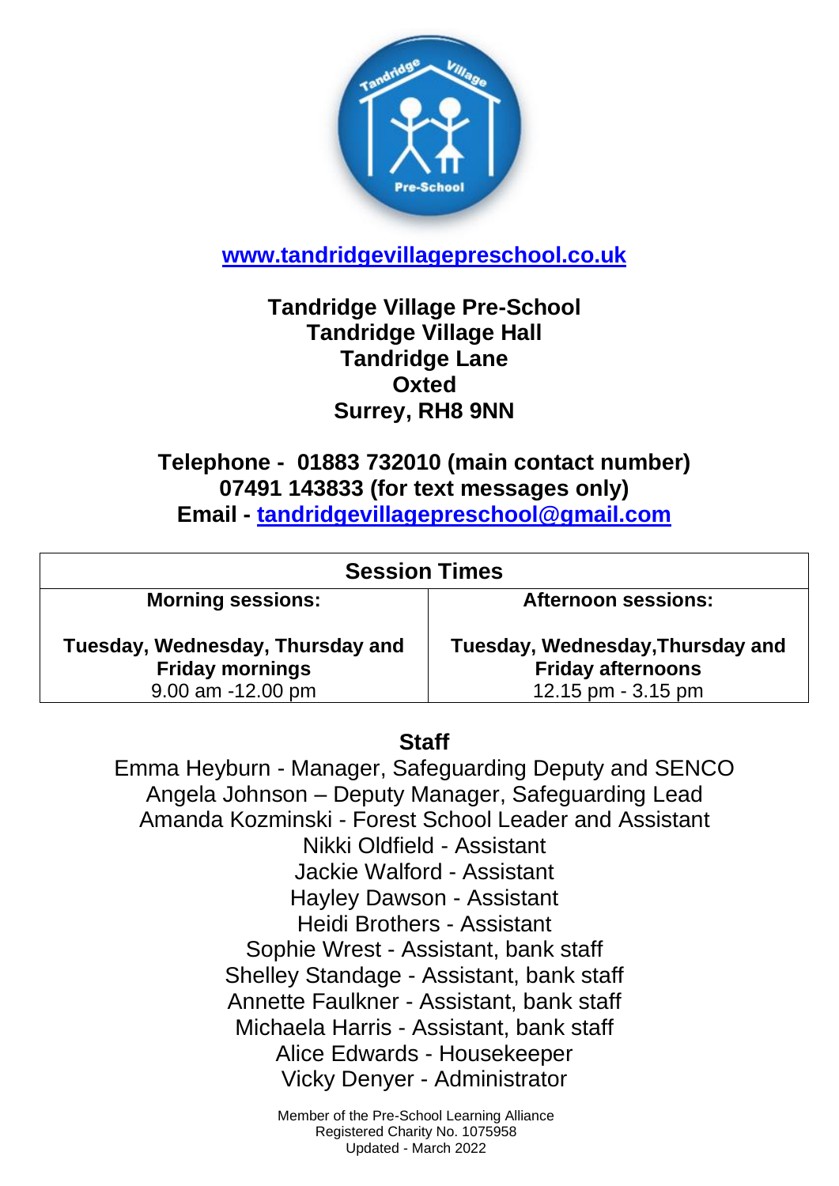[www.tandridgevillagepreschool.co.uk](http://www.tandridgevillagepreschool.co.uk)

**Tandridge Village Pre-School**
**Tandridge Village Hall**
**Tandridge Lane**
**Oxted**
**Surrey, RH8 9NN**

**Telephone - 01883 732010 (main contact number)**
**07491 143833 (for text messages only)**
**Email - [tandridgevillagepreschool@gmail.com](mailto:tandridgevillagepreschool@gmail.com)**

| Session Times | |
|---|---|
| **Morning sessions:** | **Afternoon sessions:** |
| **Tuesday, Wednesday, Thursday and Friday mornings** 9.00 am -12.00 pm | **Tuesday, Wednesday,Thursday and Friday afternoons** 12.15 pm - 3.15 pm |

## Staff

Emma Heyburn - Manager, Safeguarding Deputy and SENCO
Angela Johnson – Deputy Manager, Safeguarding Lead
Amanda Kozminski - Forest School Leader and Assistant
Nikki Oldfield - Assistant
Jackie Walford - Assistant
Hayley Dawson - Assistant
Heidi Brothers - Assistant
Sophie Wrest - Assistant, bank staff
Shelley Standage - Assistant, bank staff
Annette Faulkner - Assistant, bank staff
Michaela Harris - Assistant, bank staff
Alice Edwards - Housekeeper
Vicky Denyer - Administrator

Member of the Pre-School Learning Alliance
Registered Charity No. 1075958
Updated - March 2022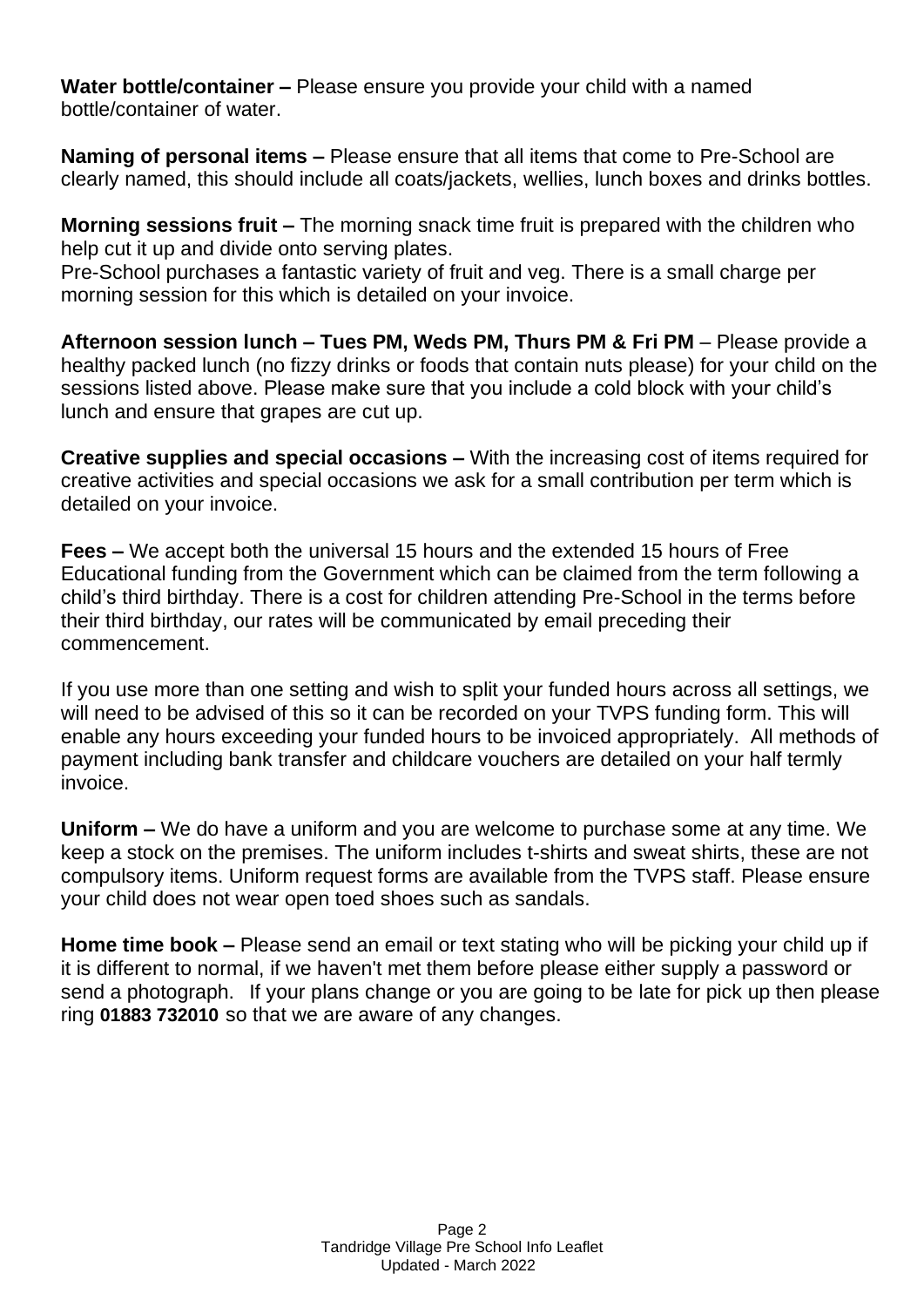**Water bottle/container –** Please ensure you provide your child with a named bottle/container of water.

**Naming of personal items –** Please ensure that all items that come to Pre-School are clearly named, this should include all coats/jackets, wellies, lunch boxes and drinks bottles.

**Morning sessions fruit –** The morning snack time fruit is prepared with the children who help cut it up and divide onto serving plates.
Pre-School purchases a fantastic variety of fruit and veg. There is a small charge per morning session for this which is detailed on your invoice.

**Afternoon session lunch – Tues PM, Weds PM, Thurs PM & Fri PM** – Please provide a healthy packed lunch (no fizzy drinks or foods that contain nuts please) for your child on the sessions listed above. Please make sure that you include a cold block with your child's lunch and ensure that grapes are cut up.

**Creative supplies and special occasions –** With the increasing cost of items required for creative activities and special occasions we ask for a small contribution per term which is detailed on your invoice.

**Fees –** We accept both the universal 15 hours and the extended 15 hours of Free Educational funding from the Government which can be claimed from the term following a child's third birthday. There is a cost for children attending Pre-School in the terms before their third birthday, our rates will be communicated by email preceding their commencement.

If you use more than one setting and wish to split your funded hours across all settings, we will need to be advised of this so it can be recorded on your TVPS funding form. This will enable any hours exceeding your funded hours to be invoiced appropriately. All methods of payment including bank transfer and childcare vouchers are detailed on your half termly invoice.

**Uniform –** We do have a uniform and you are welcome to purchase some at any time. We keep a stock on the premises. The uniform includes t-shirts and sweat shirts, these are not compulsory items. Uniform request forms are available from the TVPS staff. Please ensure your child does not wear open toed shoes such as sandals.

**Home time book –** Please send an email or text stating who will be picking your child up if it is different to normal, if we haven't met them before please either supply a password or send a photograph. If your plans change or you are going to be late for pick up then please ring **01883 732010** so that we are aware of any changes.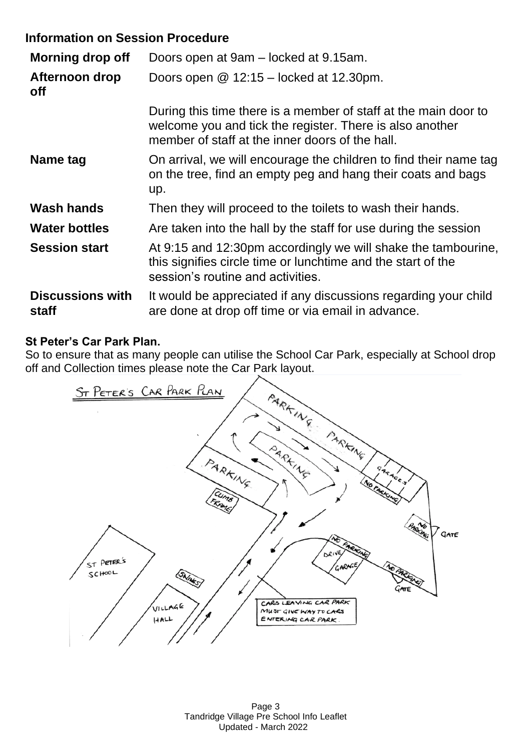## Information on Session Procedure

| | |
|---|---|
| **Morning drop off** | Doors open at 9am – locked at 9.15am. |
| **Afternoon drop off** | Doors open @ 12:15 – locked at 12.30pm. |
| | During this time there is a member of staff at the main door to welcome you and tick the register. There is also another member of staff at the inner doors of the hall. |
| **Name tag** | On arrival, we will encourage the children to find their name tag on the tree, find an empty peg and hang their coats and bags up. |
| **Wash hands** | Then they will proceed to the toilets to wash their hands. |
| **Water bottles** | Are taken into the hall by the staff for use during the session |
| **Session start** | At 9:15 and 12:30pm accordingly we will shake the tambourine, this signifies circle time or lunchtime and the start of the session's routine and activities. |
| **Discussions with staff** | It would be appreciated if any discussions regarding your child are done at drop off time or via email in advance. |

**St Peter's Car Park Plan.**

So to ensure that as many people can utilise the School Car Park, especially at School drop off and Collection times please note the Car Park layout.

ST PETER'S CAR PARK PLAN

PARKING PARKING PARKING PARKING GARAGES NO PARKING CLIMB FRAME NO PARKING GATE NO PARKING DRIVE GARAGE NO PARKING GATE ST PETER'S SCHOOL SWINGS VILLAGE HALL

CARS LEAVING CAR PARK MUST GIVE WAY TO CARS ENTERING CAR PARK.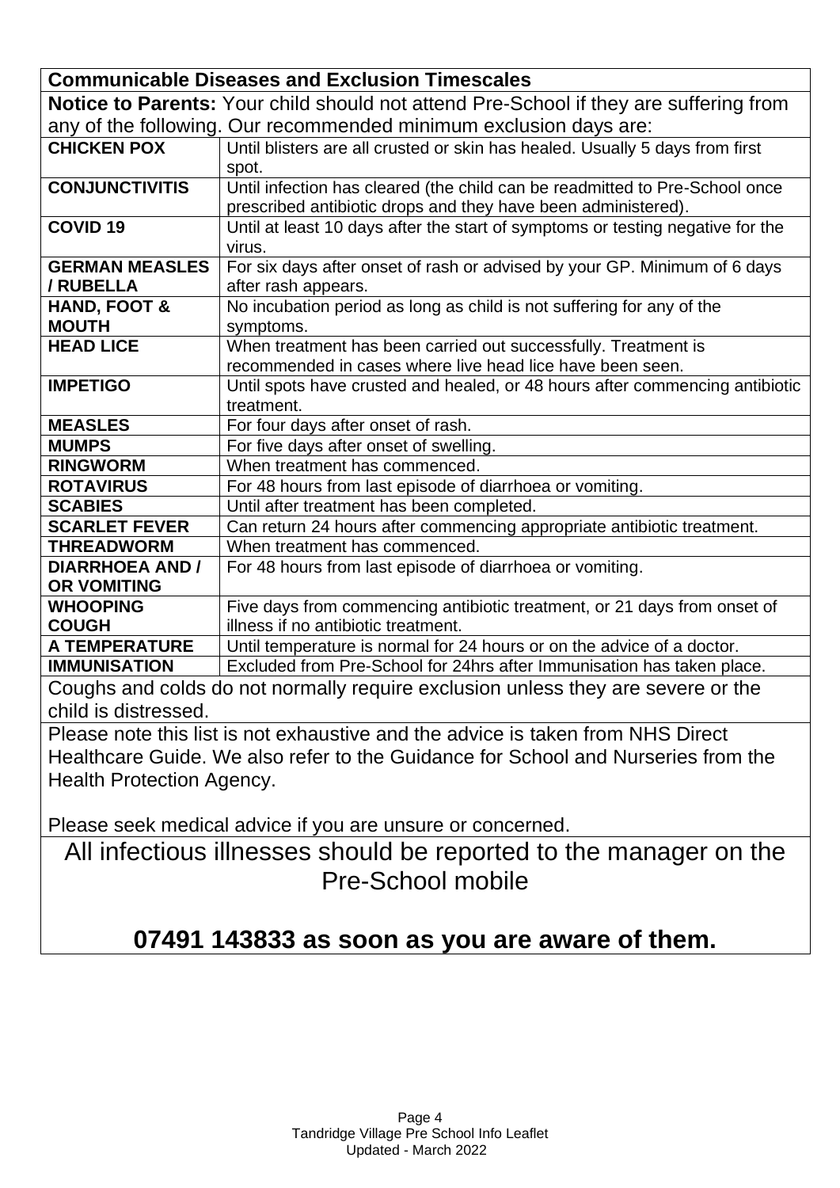## Communicable Diseases and Exclusion Timescales

**Notice to Parents:** Your child should not attend Pre-School if they are suffering from any of the following. Our recommended minimum exclusion days are:

| | |
|---|---|
| **CHICKEN POX** | Until blisters are all crusted or skin has healed. Usually 5 days from first spot. |
| **CONJUNCTIVITIS** | Until infection has cleared (the child can be readmitted to Pre-School once prescribed antibiotic drops and they have been administered). |
| **COVID 19** | Until at least 10 days after the start of symptoms or testing negative for the virus. |
| **GERMAN MEASLES / RUBELLA** | For six days after onset of rash or advised by your GP. Minimum of 6 days after rash appears. |
| **HAND, FOOT & MOUTH** | No incubation period as long as child is not suffering for any of the symptoms. |
| **HEAD LICE** | When treatment has been carried out successfully. Treatment is recommended in cases where live head lice have been seen. |
| **IMPETIGO** | Until spots have crusted and healed, or 48 hours after commencing antibiotic treatment. |
| **MEASLES** | For four days after onset of rash. |
| **MUMPS** | For five days after onset of swelling. |
| **RINGWORM** | When treatment has commenced. |
| **ROTAVIRUS** | For 48 hours from last episode of diarrhoea or vomiting. |
| **SCABIES** | Until after treatment has been completed. |
| **SCARLET FEVER** | Can return 24 hours after commencing appropriate antibiotic treatment. |
| **THREADWORM** | When treatment has commenced. |
| **DIARRHOEA AND / OR VOMITING** | For 48 hours from last episode of diarrhoea or vomiting. |
| **WHOOPING COUGH** | Five days from commencing antibiotic treatment, or 21 days from onset of illness if no antibiotic treatment. |
| **A TEMPERATURE** | Until temperature is normal for 24 hours or on the advice of a doctor. |
| **IMMUNISATION** | Excluded from Pre-School for 24hrs after Immunisation has taken place. |

Coughs and colds do not normally require exclusion unless they are severe or the child is distressed.

Please note this list is not exhaustive and the advice is taken from NHS Direct Healthcare Guide. We also refer to the Guidance for School and Nurseries from the Health Protection Agency.

Please seek medical advice if you are unsure or concerned.

All infectious illnesses should be reported to the manager on the Pre-School mobile

**07491 143833 as soon as you are aware of them.**

Tandridge Village Pre School Info Leaflet
Updated - March 2022